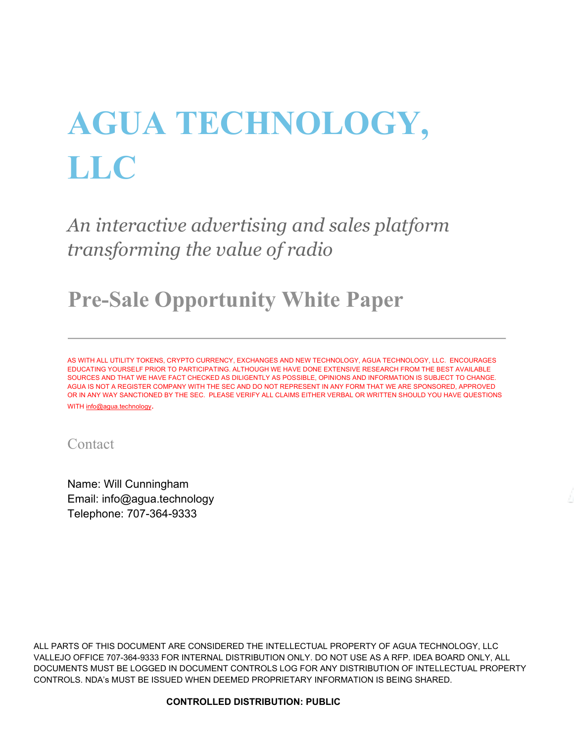# AGUA TECHNOLOGY, LLC

*An interactive advertising and sales platform transforming the value of radio*

## Pre-Sale Opportunity White Paper

---

AS WITH ALL UTILITY TOKENS, CRYPTO CURRENCY, EXCHANGES AND NEW TECHNOLOGY, AGUA TECHNOLOGY, LLC. ENCOURAGES EDUCATING YOURSELF PRIOR TO PARTICIPATING. ALTHOUGH WE HAVE DONE EXTENSIVE RESEARCH FROM THE BEST AVAILABLE SOURCES AND THAT WE HAVE FACT CHECKED AS DILIGENTLY AS POSSIBLE, OPINIONS AND INFORMATION IS SUBJECT TO CHANGE. AGUA IS NOT A REGISTER COMPANY WITH THE SEC AND DO NOT REPRESENT IN ANY FORM THAT WE ARE SPONSORED, APPROVED OR IN ANY WAY SANCTIONED BY THE SEC. PLEASE VERIFY ALL CLAIMS EITHER VERBAL OR WRITTEN SHOULD YOU HAVE QUESTIONS WITH info@agua.technology.

### Contact

Name: Will Cunningham
Email: info@agua.technology
Telephone: 707-364-9333

ALL PARTS OF THIS DOCUMENT ARE CONSIDERED THE INTELLECTUAL PROPERTY OF AGUA TECHNOLOGY, LLC VALLEJO OFFICE 707-364-9333 FOR INTERNAL DISTRIBUTION ONLY. DO NOT USE AS A RFP. IDEA BOARD ONLY, ALL DOCUMENTS MUST BE LOGGED IN DOCUMENT CONTROLS LOG FOR ANY DISTRIBUTION OF INTELLECTUAL PROPERTY CONTROLS. NDA's MUST BE ISSUED WHEN DEEMED PROPRIETARY INFORMATION IS BEING SHARED.

**CONTROLLED DISTRIBUTION: PUBLIC**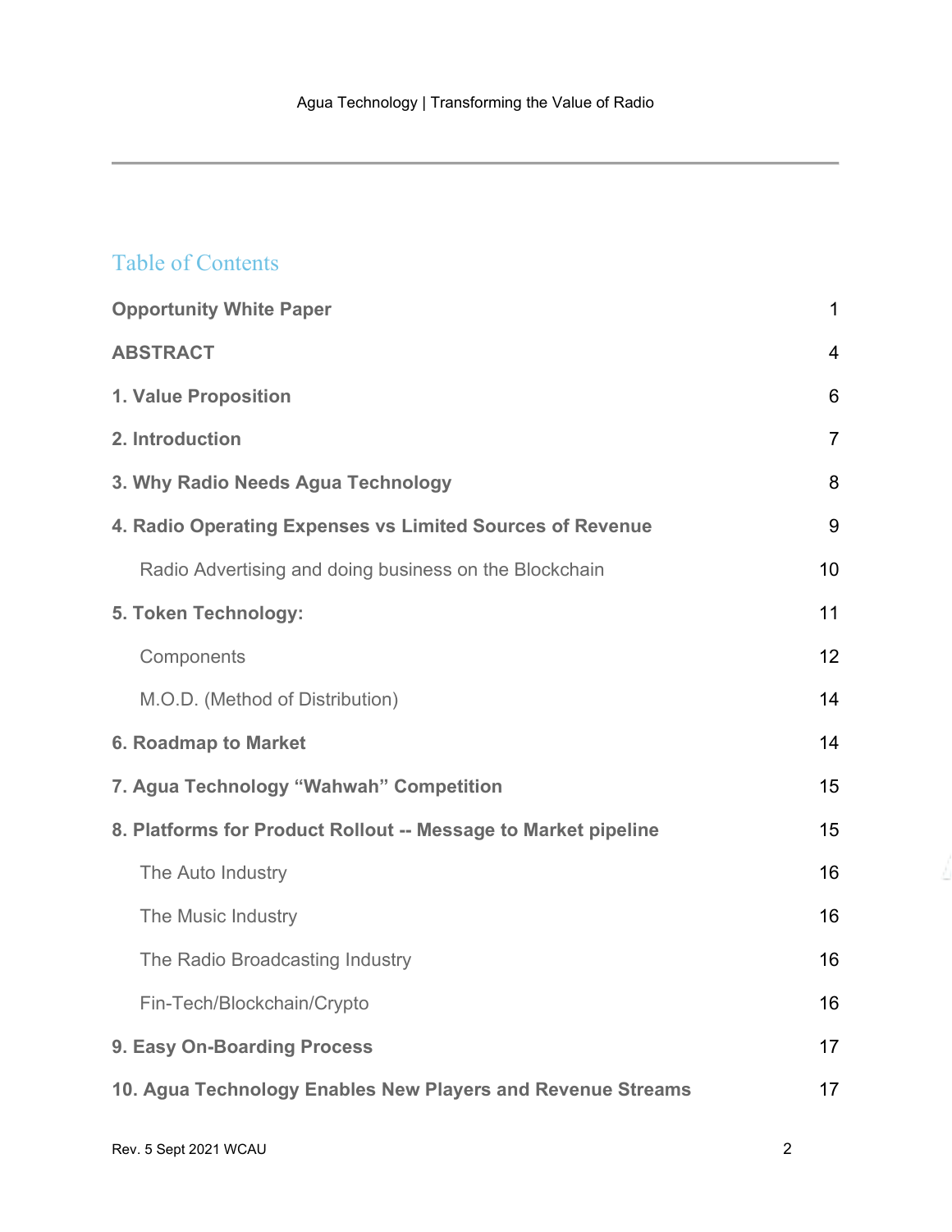## Table of Contents

| | |
|---|---|
| **Opportunity White Paper** | 1 |
| **ABSTRACT** | 4 |
| **1. Value Proposition** | 6 |
| **2. Introduction** | 7 |
| **3. Why Radio Needs Agua Technology** | 8 |
| **4. Radio Operating Expenses vs Limited Sources of Revenue** | 9 |
| Radio Advertising and doing business on the Blockchain | 10 |
| **5. Token Technology:** | 11 |
| Components | 12 |
| M.O.D. (Method of Distribution) | 14 |
| **6. Roadmap to Market** | 14 |
| **7. Agua Technology "Wahwah" Competition** | 15 |
| **8. Platforms for Product Rollout -- Message to Market pipeline** | 15 |
| The Auto Industry | 16 |
| The Music Industry | 16 |
| The Radio Broadcasting Industry | 16 |
| Fin-Tech/Blockchain/Crypto | 16 |
| **9. Easy On-Boarding Process** | 17 |
| **10. Agua Technology Enables New Players and Revenue Streams** | 17 |

Rev. 5 Sept 2021 WCAU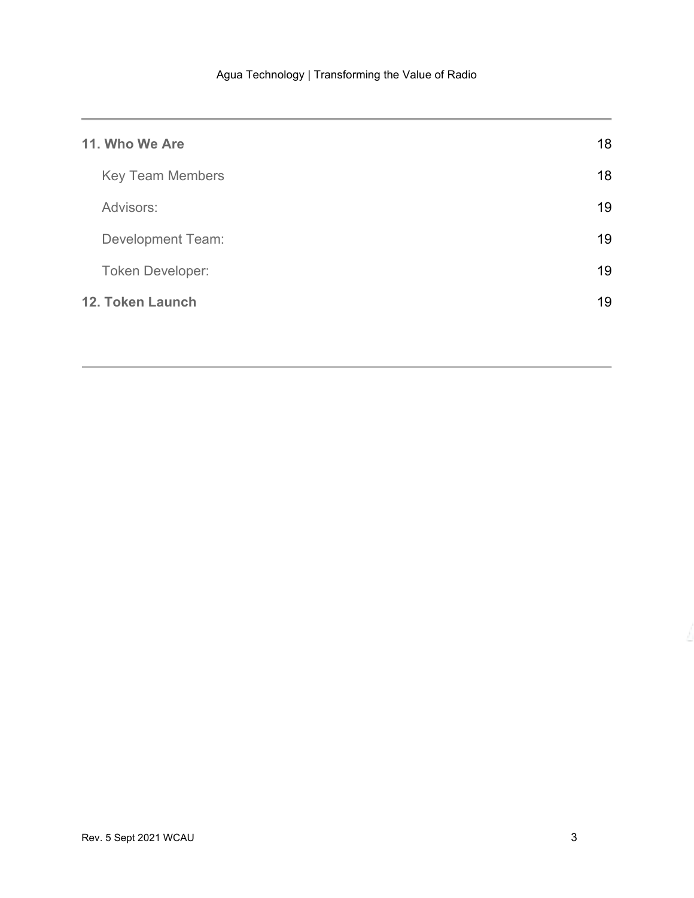| | |
|---|---|
| **11. Who We Are** | 18 |
| Key Team Members | 18 |
| Advisors: | 19 |
| Development Team: | 19 |
| Token Developer: | 19 |
| **12. Token Launch** | 19 |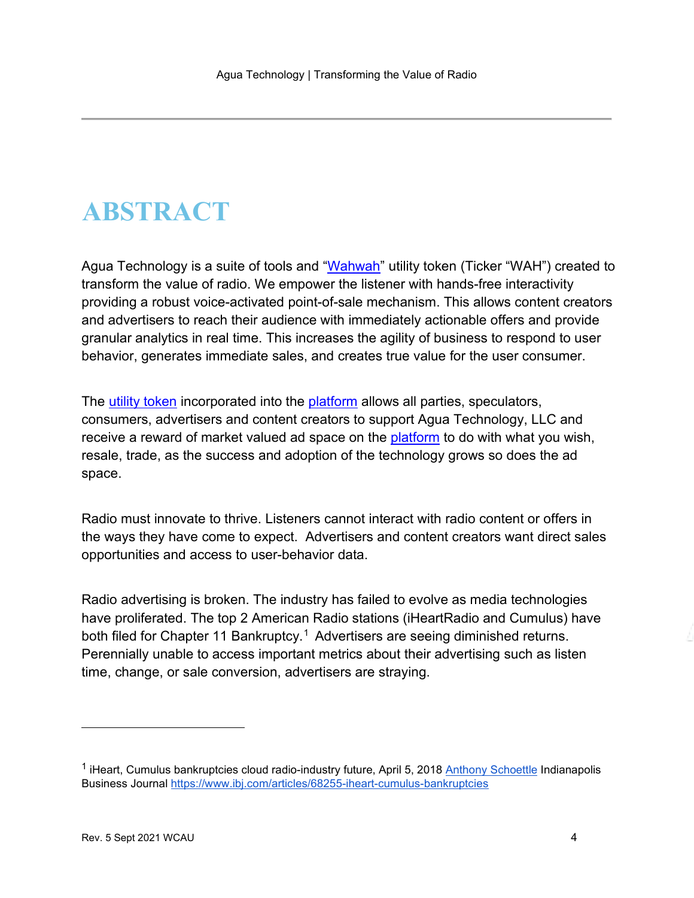# ABSTRACT

Agua Technology is a suite of tools and "Wahwah" utility token (Ticker "WAH") created to transform the value of radio. We empower the listener with hands-free interactivity providing a robust voice-activated point-of-sale mechanism. This allows content creators and advertisers to reach their audience with immediately actionable offers and provide granular analytics in real time. This increases the agility of business to respond to user behavior, generates immediate sales, and creates true value for the user consumer.

The utility token incorporated into the platform allows all parties, speculators, consumers, advertisers and content creators to support Agua Technology, LLC and receive a reward of market valued ad space on the platform to do with what you wish, resale, trade, as the success and adoption of the technology grows so does the ad space.

Radio must innovate to thrive. Listeners cannot interact with radio content or offers in the ways they have come to expect. Advertisers and content creators want direct sales opportunities and access to user-behavior data.

Radio advertising is broken. The industry has failed to evolve as media technologies have proliferated. The top 2 American Radio stations (iHeartRadio and Cumulus) have both filed for Chapter 11 Bankruptcy.[1] Advertisers are seeing diminished returns. Perennially unable to access important metrics about their advertising such as listen time, change, or sale conversion, advertisers are straying.

---

[1] iHeart, Cumulus bankruptcies cloud radio-industry future, April 5, 2018 Anthony Schoettle Indianapolis Business Journal https://www.ibj.com/articles/68255-iheart-cumulus-bankruptcies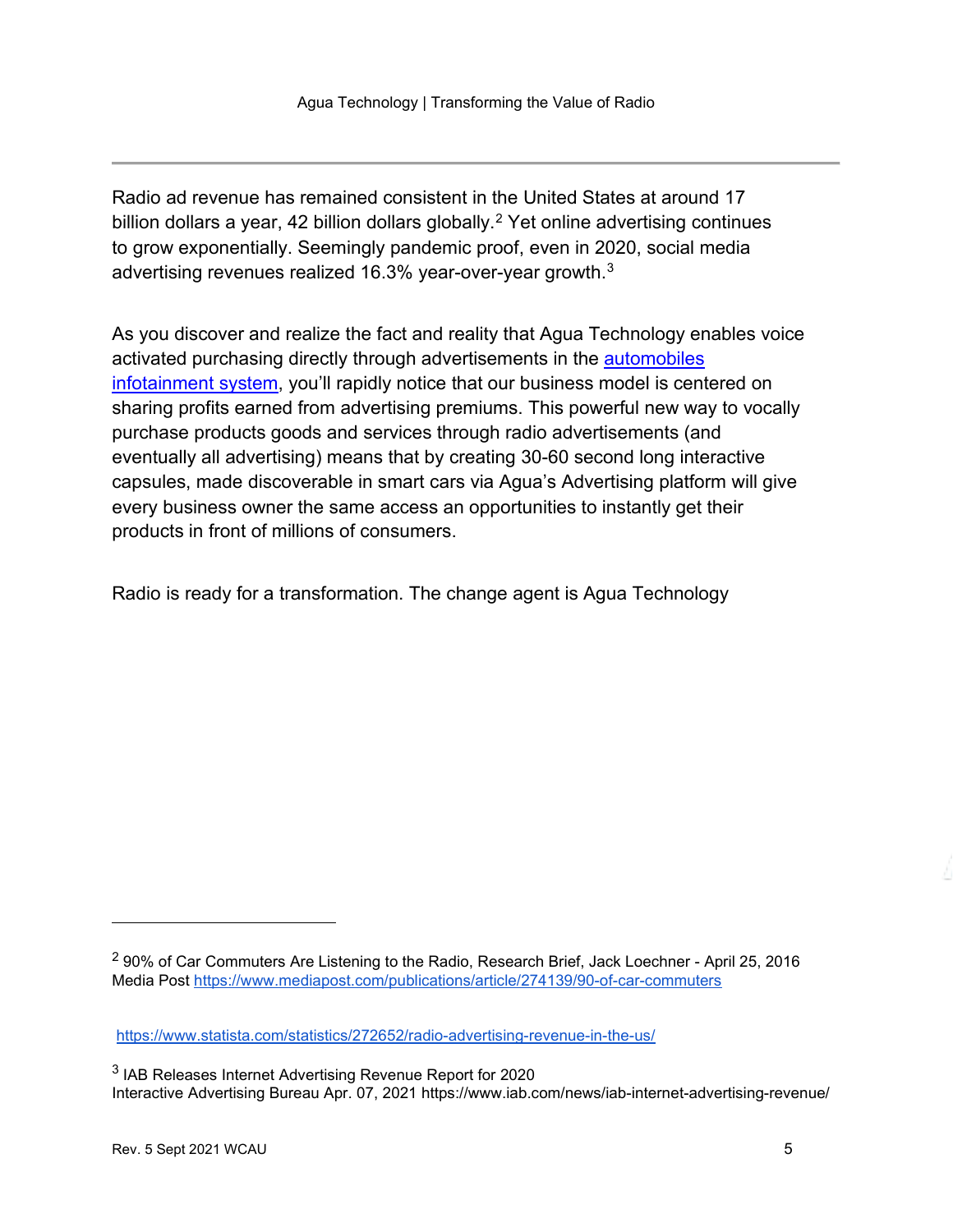Radio ad revenue has remained consistent in the United States at around 17 billion dollars a year, 42 billion dollars globally.[2] Yet online advertising continues to grow exponentially. Seemingly pandemic proof, even in 2020, social media advertising revenues realized 16.3% year-over-year growth.[3]

As you discover and realize the fact and reality that Agua Technology enables voice activated purchasing directly through advertisements in the [automobiles infotainment system](), you'll rapidly notice that our business model is centered on sharing profits earned from advertising premiums. This powerful new way to vocally purchase products goods and services through radio advertisements (and eventually all advertising) means that by creating 30-60 second long interactive capsules, made discoverable in smart cars via Agua's Advertising platform will give every business owner the same access an opportunities to instantly get their products in front of millions of consumers.

Radio is ready for a transformation. The change agent is Agua Technology

---

[2] 90% of Car Commuters Are Listening to the Radio, Research Brief, Jack Loechner - April 25, 2016 Media Post https://www.mediapost.com/publications/article/274139/90-of-car-commuters

https://www.statista.com/statistics/272652/radio-advertising-revenue-in-the-us/

[3] IAB Releases Internet Advertising Revenue Report for 2020
Interactive Advertising Bureau Apr. 07, 2021 https://www.iab.com/news/iab-internet-advertising-revenue/

Rev. 5 Sept 2021 WCAU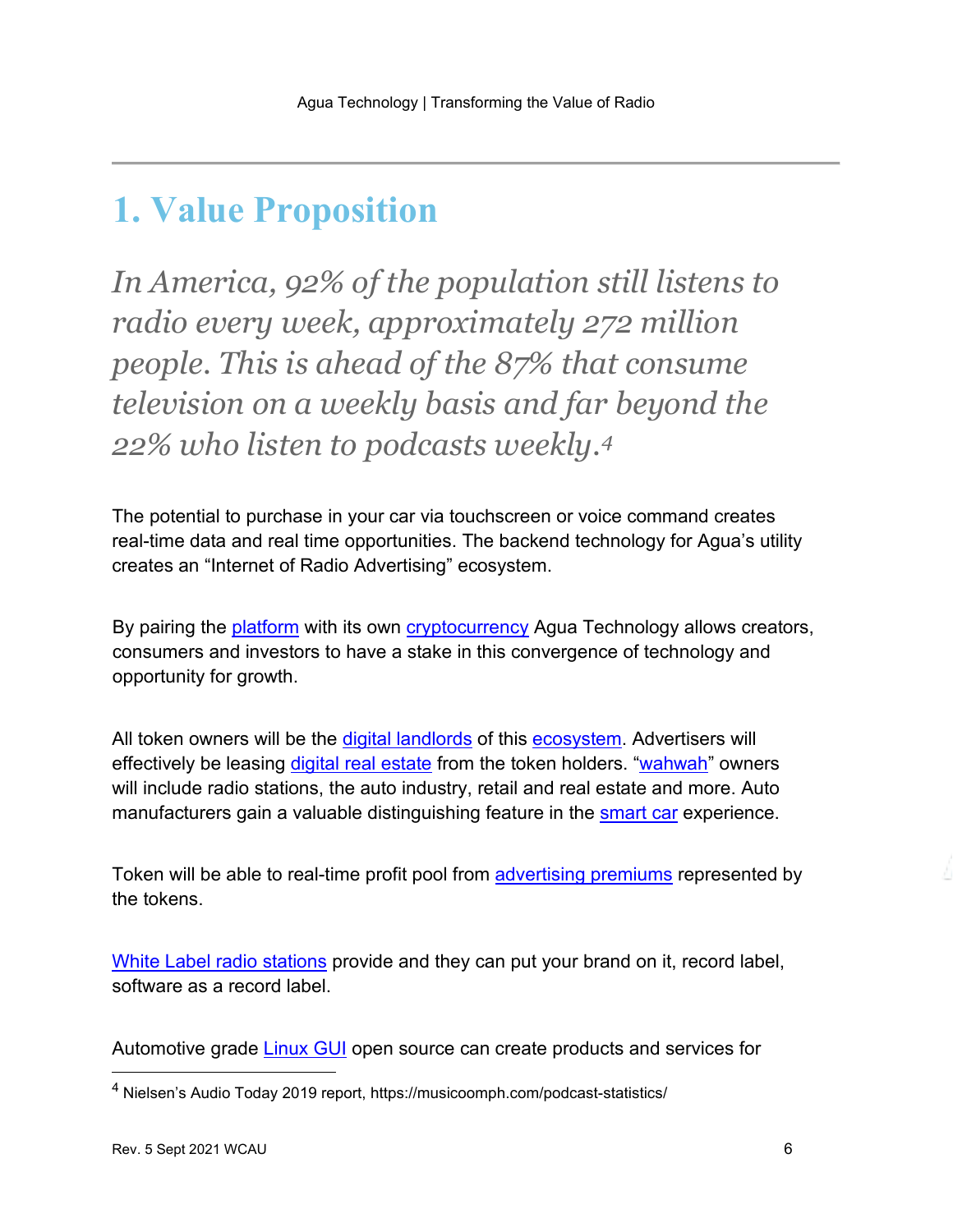# 1. Value Proposition

*In America, 92% of the population still listens to radio every week, approximately 272 million people. This is ahead of the 87% that consume television on a weekly basis and far beyond the 22% who listen to podcasts weekly.*[4]

The potential to purchase in your car via touchscreen or voice command creates real-time data and real time opportunities. The backend technology for Agua's utility creates an "Internet of Radio Advertising" ecosystem.

By pairing the platform with its own cryptocurrency Agua Technology allows creators, consumers and investors to have a stake in this convergence of technology and opportunity for growth.

All token owners will be the digital landlords of this ecosystem. Advertisers will effectively be leasing digital real estate from the token holders. "wahwah" owners will include radio stations, the auto industry, retail and real estate and more. Auto manufacturers gain a valuable distinguishing feature in the smart car experience.

Token will be able to real-time profit pool from advertising premiums represented by the tokens.

White Label radio stations provide and they can put your brand on it, record label, software as a record label.

Automotive grade Linux GUI open source can create products and services for

[4] Nielsen's Audio Today 2019 report, https://musicoomph.com/podcast-statistics/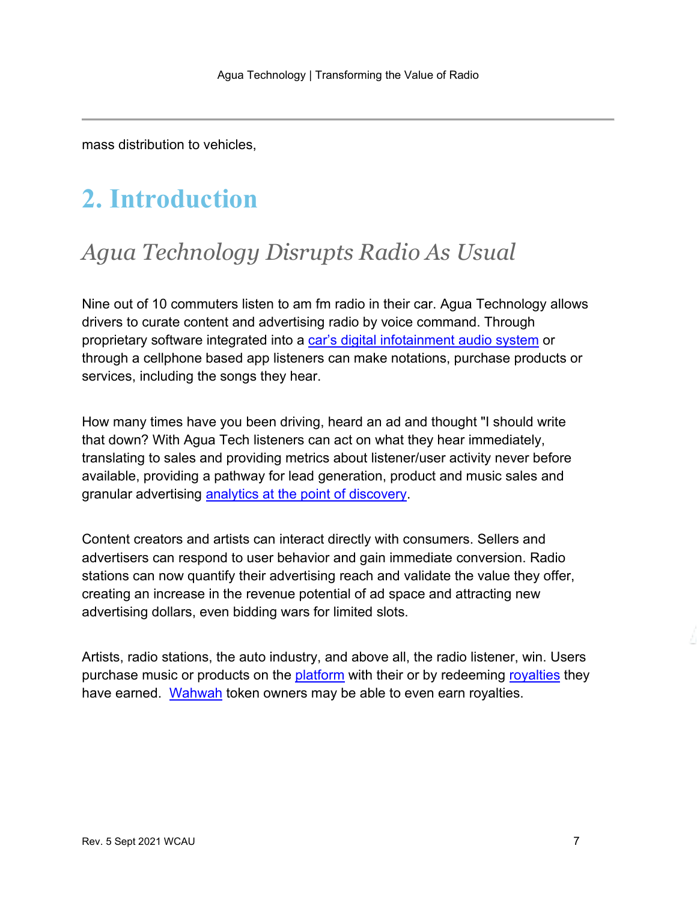mass distribution to vehicles,

# 2. Introduction

## *Agua Technology Disrupts Radio As Usual*

Nine out of 10 commuters listen to am fm radio in their car. Agua Technology allows drivers to curate content and advertising radio by voice command. Through proprietary software integrated into a car's digital infotainment audio system or through a cellphone based app listeners can make notations, purchase products or services, including the songs they hear.

How many times have you been driving, heard an ad and thought "I should write that down? With Agua Tech listeners can act on what they hear immediately, translating to sales and providing metrics about listener/user activity never before available, providing a pathway for lead generation, product and music sales and granular advertising analytics at the point of discovery.

Content creators and artists can interact directly with consumers. Sellers and advertisers can respond to user behavior and gain immediate conversion. Radio stations can now quantify their advertising reach and validate the value they offer, creating an increase in the revenue potential of ad space and attracting new advertising dollars, even bidding wars for limited slots.

Artists, radio stations, the auto industry, and above all, the radio listener, win. Users purchase music or products on the platform with their or by redeeming royalties they have earned. Wahwah token owners may be able to even earn royalties.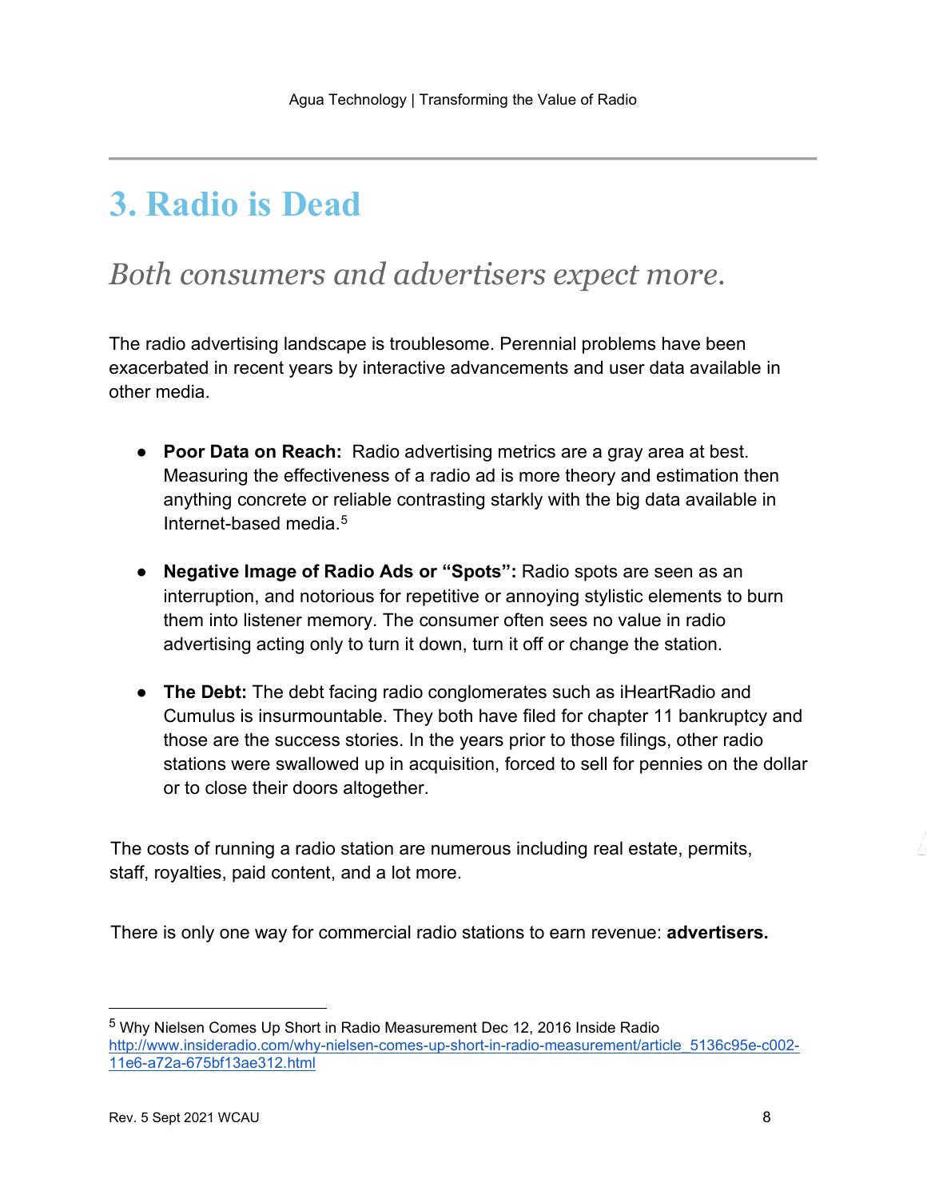# 3. Radio is Dead

## *Both consumers and advertisers expect more.*

The radio advertising landscape is troublesome. Perennial problems have been exacerbated in recent years by interactive advancements and user data available in other media.

- **Poor Data on Reach:** Radio advertising metrics are a gray area at best. Measuring the effectiveness of a radio ad is more theory and estimation then anything concrete or reliable contrasting starkly with the big data available in Internet-based media.[5]

- **Negative Image of Radio Ads or "Spots":** Radio spots are seen as an interruption, and notorious for repetitive or annoying stylistic elements to burn them into listener memory. The consumer often sees no value in radio advertising acting only to turn it down, turn it off or change the station.

- **The Debt:** The debt facing radio conglomerates such as iHeartRadio and Cumulus is insurmountable. They both have filed for chapter 11 bankruptcy and those are the success stories. In the years prior to those filings, other radio stations were swallowed up in acquisition, forced to sell for pennies on the dollar or to close their doors altogether.

The costs of running a radio station are numerous including real estate, permits, staff, royalties, paid content, and a lot more.

There is only one way for commercial radio stations to earn revenue: **advertisers.**

---

[5] Why Nielsen Comes Up Short in Radio Measurement Dec 12, 2016 Inside Radio http://www.insideradio.com/why-nielsen-comes-up-short-in-radio-measurement/article_5136c95e-c002-11e6-a72a-675bf13ae312.html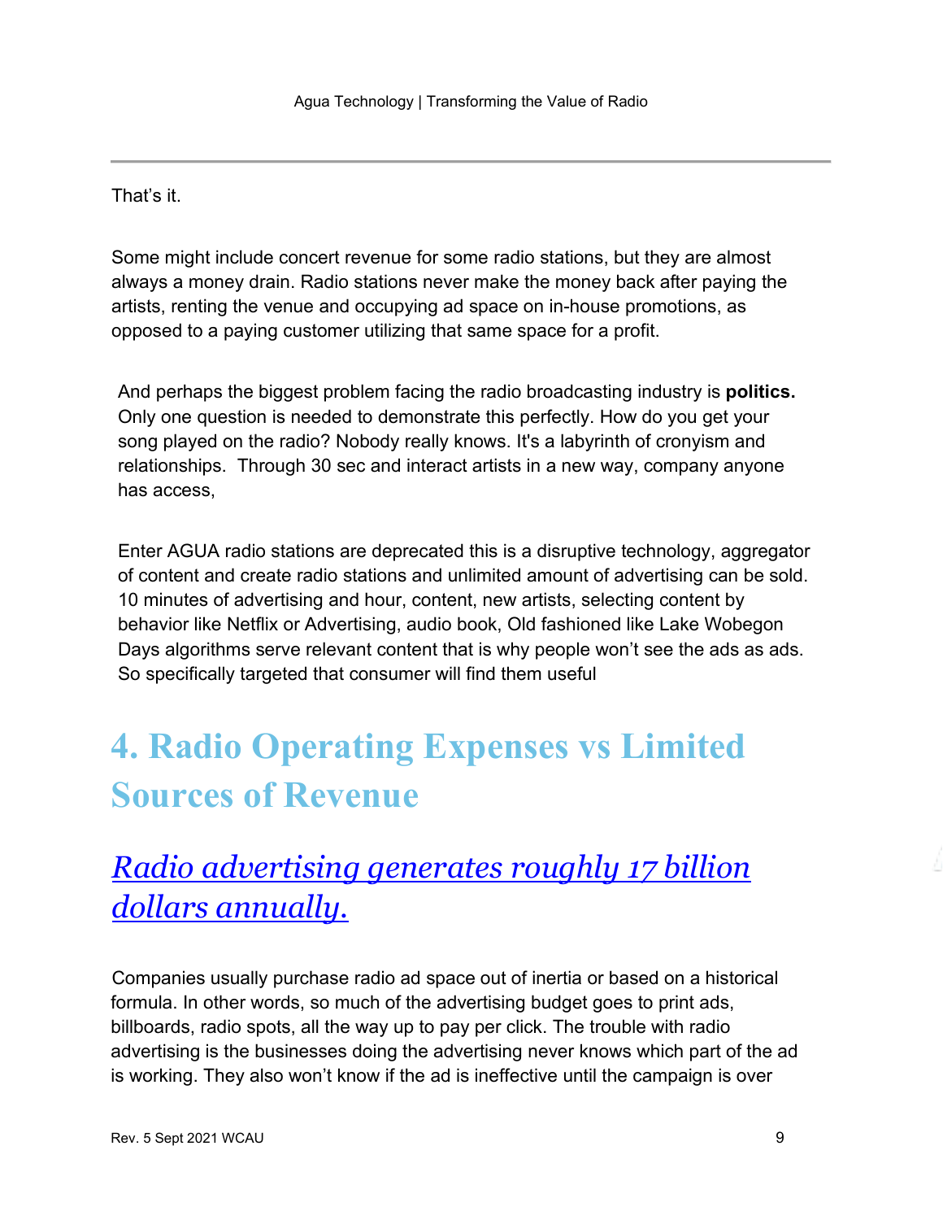That's it.

Some might include concert revenue for some radio stations, but they are almost always a money drain. Radio stations never make the money back after paying the artists, renting the venue and occupying ad space on in-house promotions, as opposed to a paying customer utilizing that same space for a profit.

And perhaps the biggest problem facing the radio broadcasting industry is **politics.** Only one question is needed to demonstrate this perfectly. How do you get your song played on the radio? Nobody really knows. It's a labyrinth of cronyism and relationships.  Through 30 sec and interact artists in a new way, company anyone has access,

Enter AGUA radio stations are deprecated this is a disruptive technology, aggregator of content and create radio stations and unlimited amount of advertising can be sold. 10 minutes of advertising and hour, content, new artists, selecting content by behavior like Netflix or Advertising, audio book, Old fashioned like Lake Wobegon Days algorithms serve relevant content that is why people won't see the ads as ads. So specifically targeted that consumer will find them useful

# 4. Radio Operating Expenses vs Limited Sources of Revenue

## *Radio advertising generates roughly 17 billion dollars annually.*

Companies usually purchase radio ad space out of inertia or based on a historical formula. In other words, so much of the advertising budget goes to print ads, billboards, radio spots, all the way up to pay per click. The trouble with radio advertising is the businesses doing the advertising never knows which part of the ad is working. They also won't know if the ad is ineffective until the campaign is over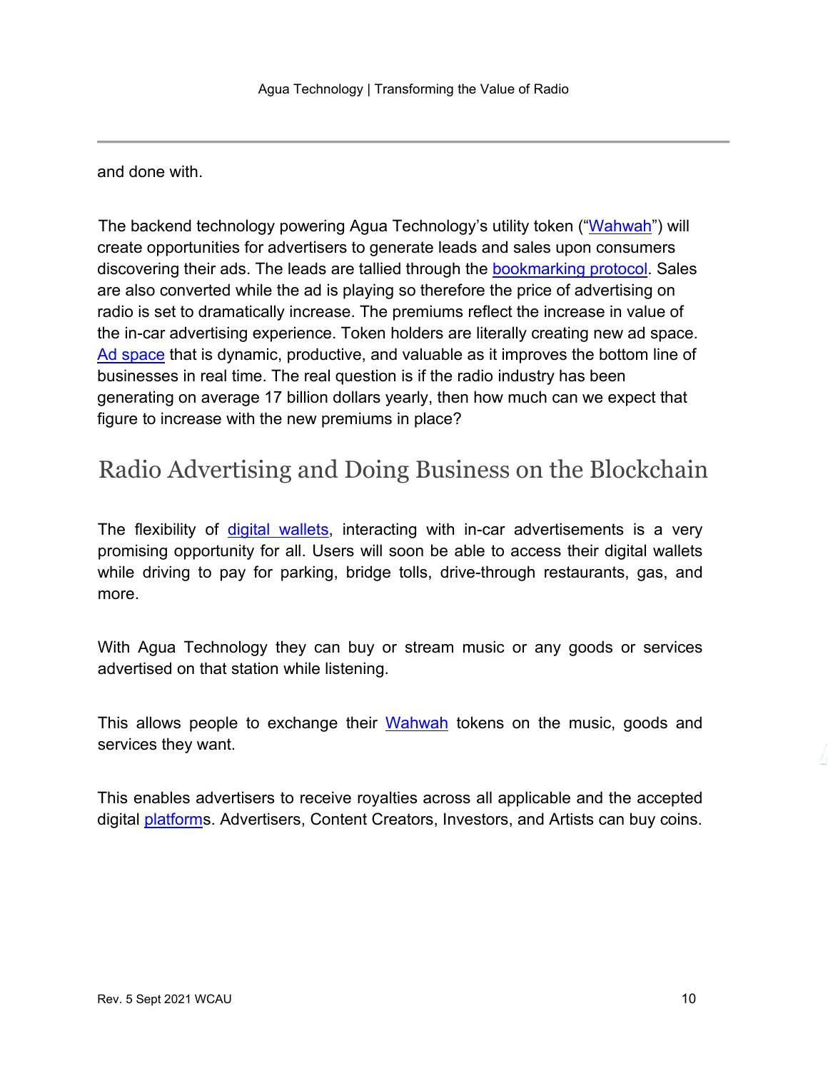and done with.

The backend technology powering Agua Technology's utility token ("Wahwah") will create opportunities for advertisers to generate leads and sales upon consumers discovering their ads. The leads are tallied through the bookmarking protocol. Sales are also converted while the ad is playing so therefore the price of advertising on radio is set to dramatically increase. The premiums reflect the increase in value of the in-car advertising experience. Token holders are literally creating new ad space. Ad space that is dynamic, productive, and valuable as it improves the bottom line of businesses in real time. The real question is if the radio industry has been generating on average 17 billion dollars yearly, then how much can we expect that figure to increase with the new premiums in place?

## Radio Advertising and Doing Business on the Blockchain

The flexibility of digital wallets, interacting with in-car advertisements is a very promising opportunity for all. Users will soon be able to access their digital wallets while driving to pay for parking, bridge tolls, drive-through restaurants, gas, and more.

With Agua Technology they can buy or stream music or any goods or services advertised on that station while listening.

This allows people to exchange their Wahwah tokens on the music, goods and services they want.

This enables advertisers to receive royalties across all applicable and the accepted digital platforms. Advertisers, Content Creators, Investors, and Artists can buy coins.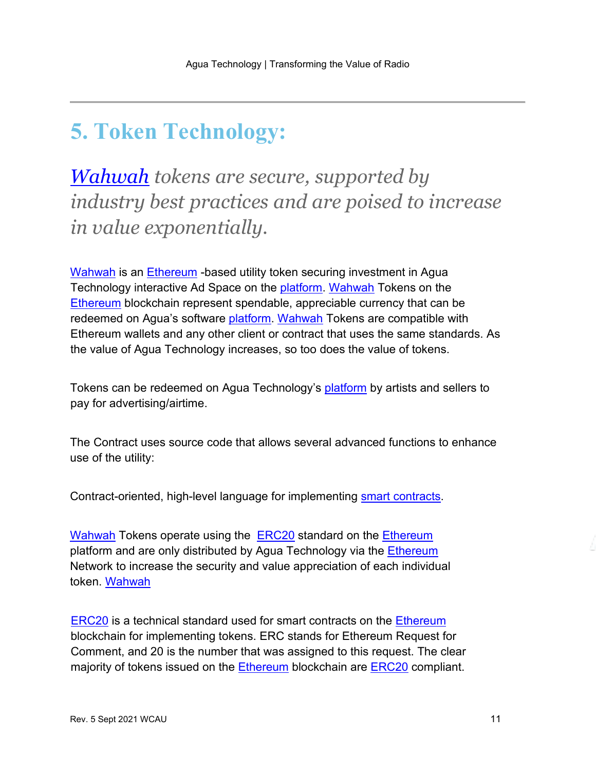# 5. Token Technology:

*Wahwah tokens are secure, supported by industry best practices and are poised to increase in value exponentially.*

Wahwah is an Ethereum -based utility token securing investment in Agua Technology interactive Ad Space on the platform. Wahwah Tokens on the Ethereum blockchain represent spendable, appreciable currency that can be redeemed on Agua's software platform. Wahwah Tokens are compatible with Ethereum wallets and any other client or contract that uses the same standards. As the value of Agua Technology increases, so too does the value of tokens.

Tokens can be redeemed on Agua Technology's platform by artists and sellers to pay for advertising/airtime.

The Contract uses source code that allows several advanced functions to enhance use of the utility:

Contract-oriented, high-level language for implementing smart contracts.

Wahwah Tokens operate using the ERC20 standard on the Ethereum platform and are only distributed by Agua Technology via the Ethereum Network to increase the security and value appreciation of each individual token. Wahwah

ERC20 is a technical standard used for smart contracts on the Ethereum blockchain for implementing tokens. ERC stands for Ethereum Request for Comment, and 20 is the number that was assigned to this request. The clear majority of tokens issued on the Ethereum blockchain are ERC20 compliant.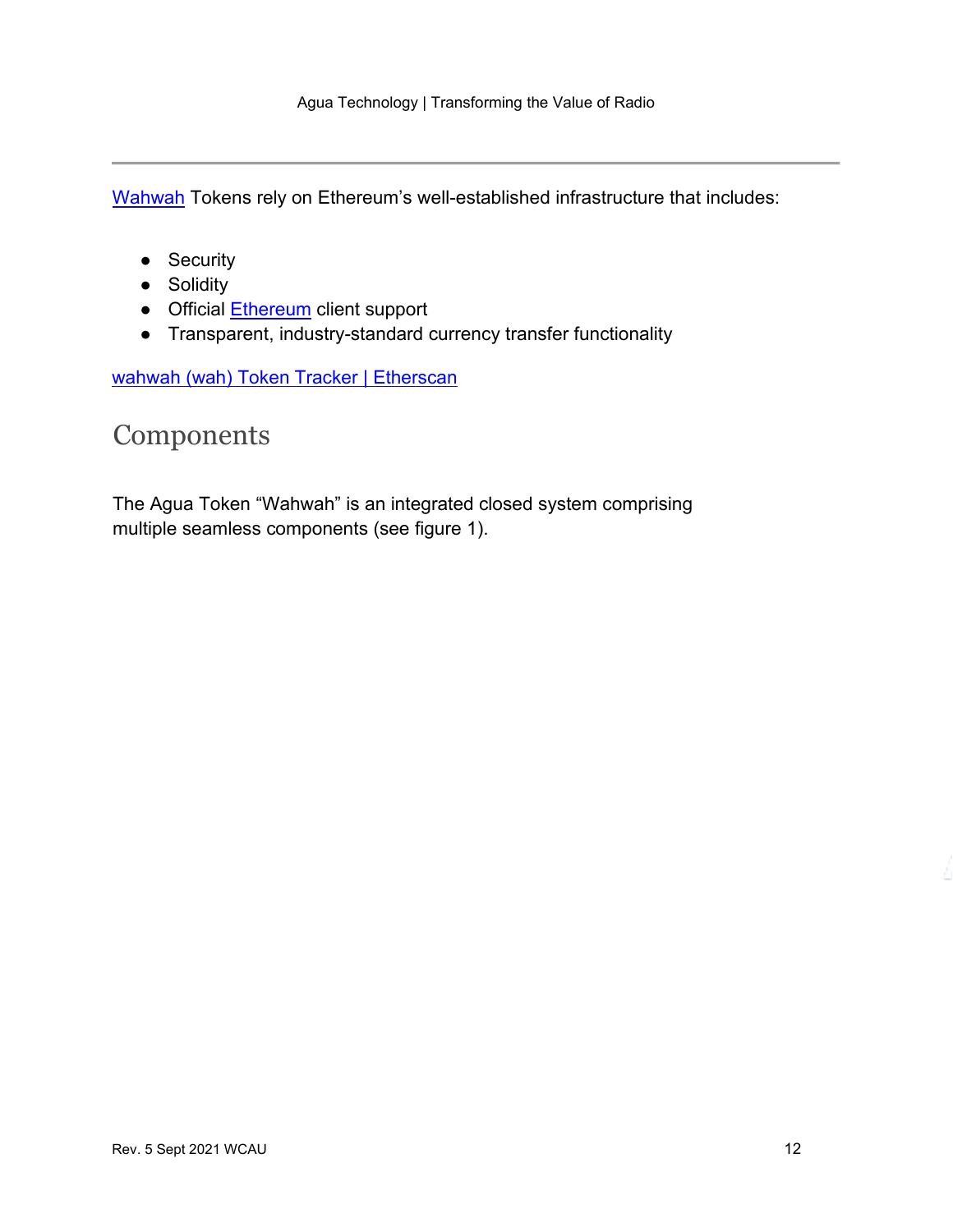Wahwah Tokens rely on Ethereum's well-established infrastructure that includes:

- Security
- Solidity
- Official Ethereum client support
- Transparent, industry-standard currency transfer functionality

wahwah (wah) Token Tracker | Etherscan

## Components

The Agua Token "Wahwah" is an integrated closed system comprising multiple seamless components (see figure 1).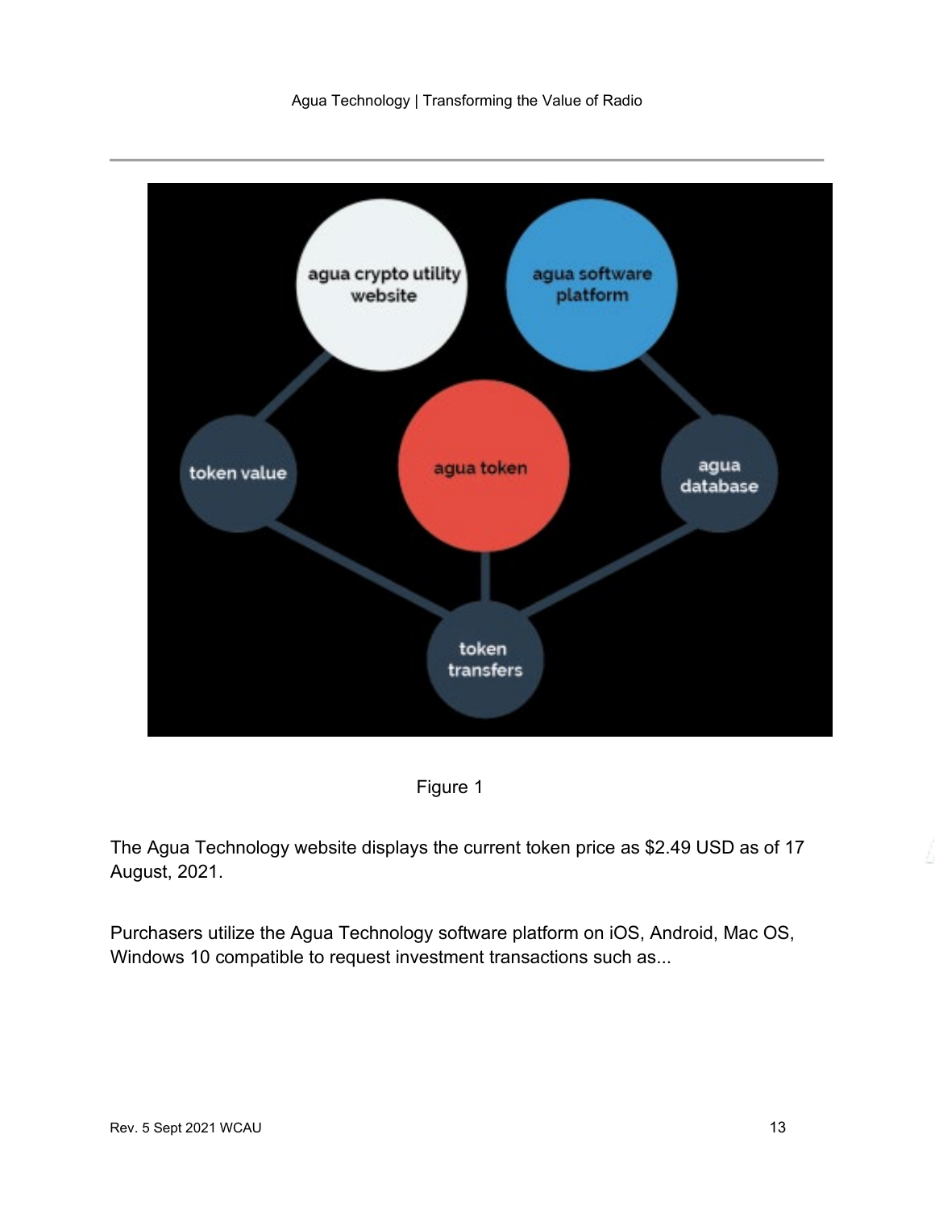Figure 1

The Agua Technology website displays the current token price as $2.49 USD as of 17 August, 2021.

Purchasers utilize the Agua Technology software platform on iOS, Android, Mac OS, Windows 10 compatible to request investment transactions such as...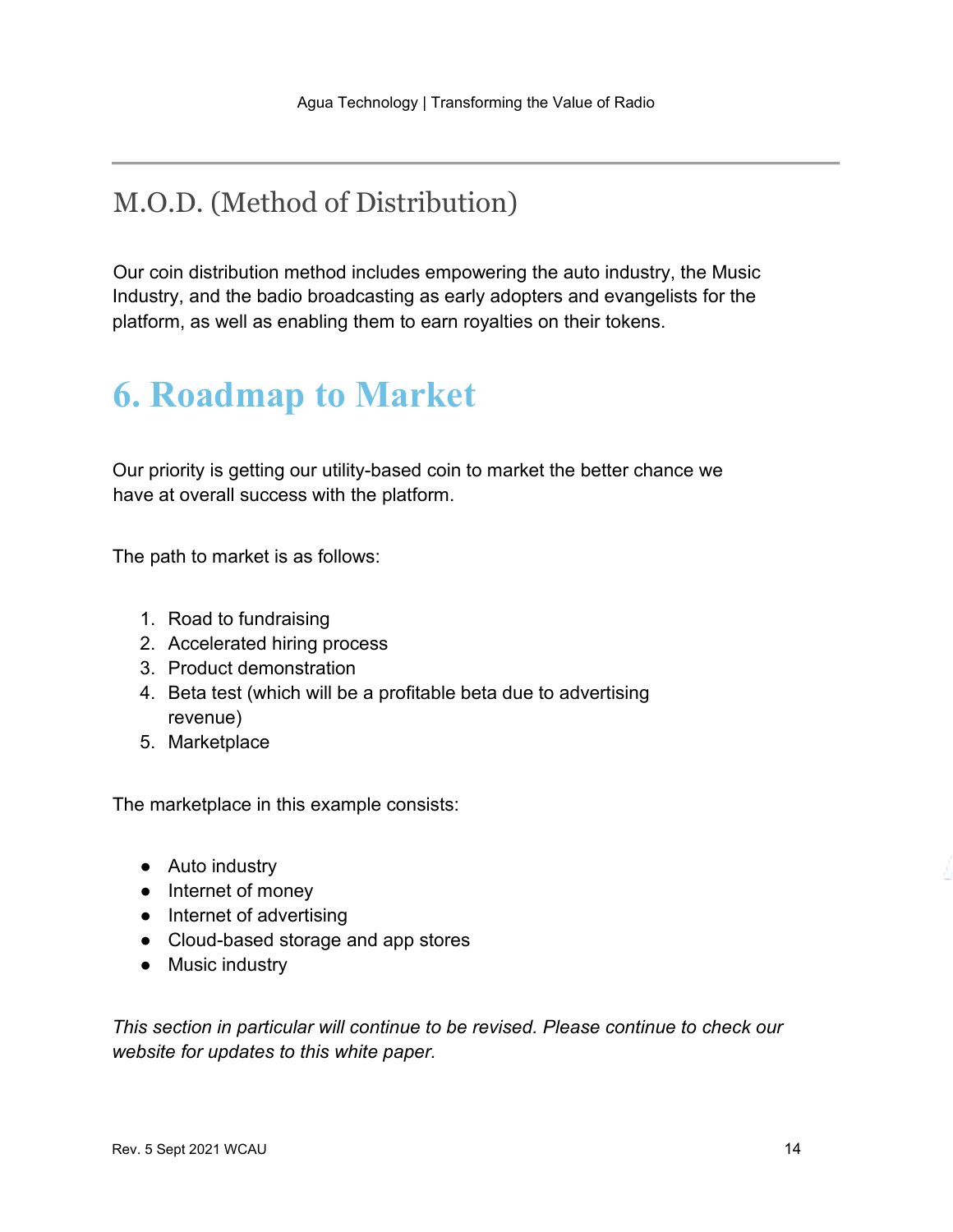## M.O.D. (Method of Distribution)

Our coin distribution method includes empowering the auto industry, the Music Industry, and the badio broadcasting as early adopters and evangelists for the platform, as well as enabling them to earn royalties on their tokens.

# 6. Roadmap to Market

Our priority is getting our utility-based coin to market the better chance we have at overall success with the platform.

The path to market is as follows:

1. Road to fundraising
2. Accelerated hiring process
3. Product demonstration
4. Beta test (which will be a profitable beta due to advertising revenue)
5. Marketplace

The marketplace in this example consists:

- Auto industry
- Internet of money
- Internet of advertising
- Cloud-based storage and app stores
- Music industry

*This section in particular will continue to be revised. Please continue to check our website for updates to this white paper.*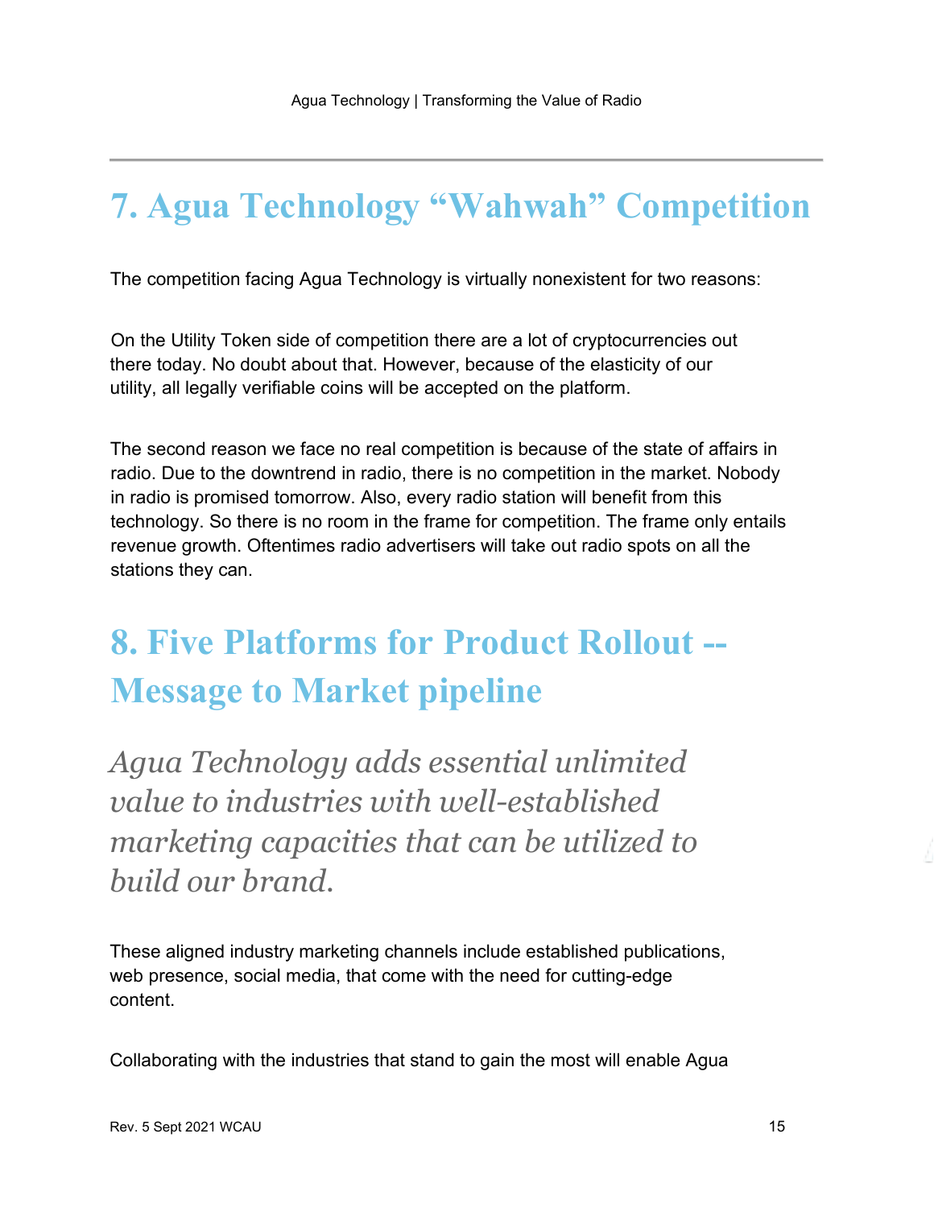# 7. Agua Technology “Wahwah” Competition

The competition facing Agua Technology is virtually nonexistent for two reasons:

On the Utility Token side of competition there are a lot of cryptocurrencies out there today. No doubt about that. However, because of the elasticity of our utility, all legally verifiable coins will be accepted on the platform.

The second reason we face no real competition is because of the state of affairs in radio. Due to the downtrend in radio, there is no competition in the market. Nobody in radio is promised tomorrow. Also, every radio station will benefit from this technology. So there is no room in the frame for competition. The frame only entails revenue growth. Oftentimes radio advertisers will take out radio spots on all the stations they can.

# 8. Five Platforms for Product Rollout -- Message to Market pipeline

*Agua Technology adds essential unlimited value to industries with well-established marketing capacities that can be utilized to build our brand.*

These aligned industry marketing channels include established publications, web presence, social media, that come with the need for cutting-edge content.

Collaborating with the industries that stand to gain the most will enable Agua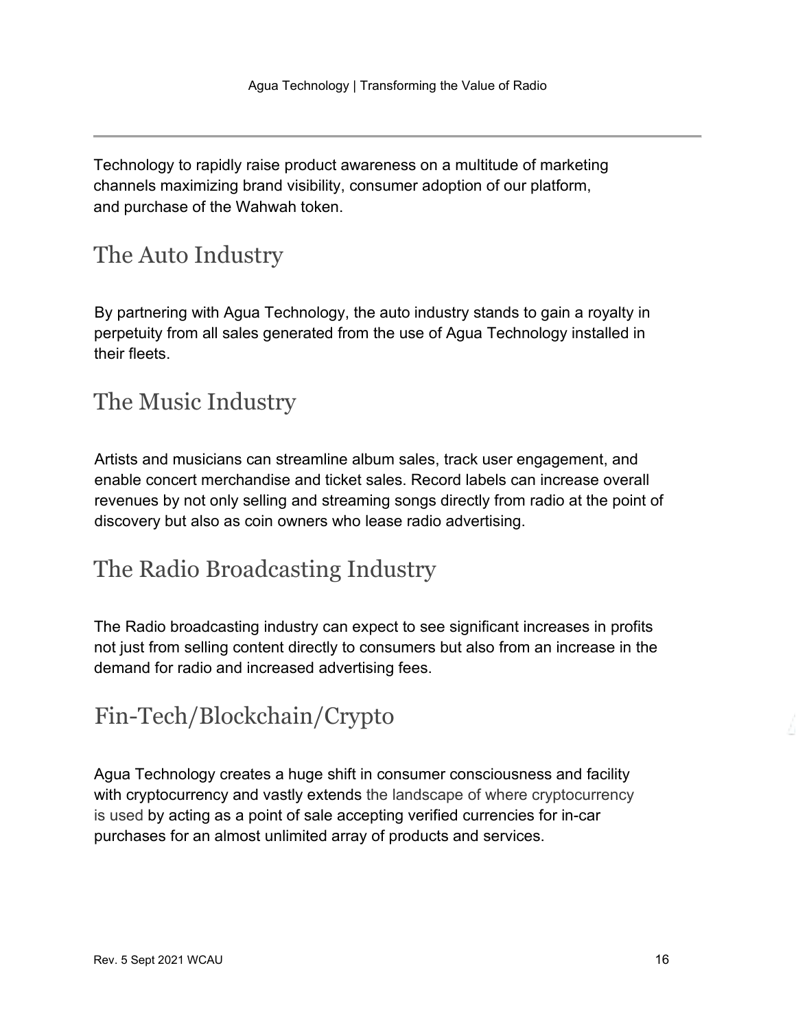Technology to rapidly raise product awareness on a multitude of marketing channels maximizing brand visibility, consumer adoption of our platform, and purchase of the Wahwah token.

## The Auto Industry

By partnering with Agua Technology, the auto industry stands to gain a royalty in perpetuity from all sales generated from the use of Agua Technology installed in their fleets.

## The Music Industry

Artists and musicians can streamline album sales, track user engagement, and enable concert merchandise and ticket sales. Record labels can increase overall revenues by not only selling and streaming songs directly from radio at the point of discovery but also as coin owners who lease radio advertising.

## The Radio Broadcasting Industry

The Radio broadcasting industry can expect to see significant increases in profits not just from selling content directly to consumers but also from an increase in the demand for radio and increased advertising fees.

## Fin-Tech/Blockchain/Crypto

Agua Technology creates a huge shift in consumer consciousness and facility with cryptocurrency and vastly extends the landscape of where cryptocurrency is used by acting as a point of sale accepting verified currencies for in-car purchases for an almost unlimited array of products and services.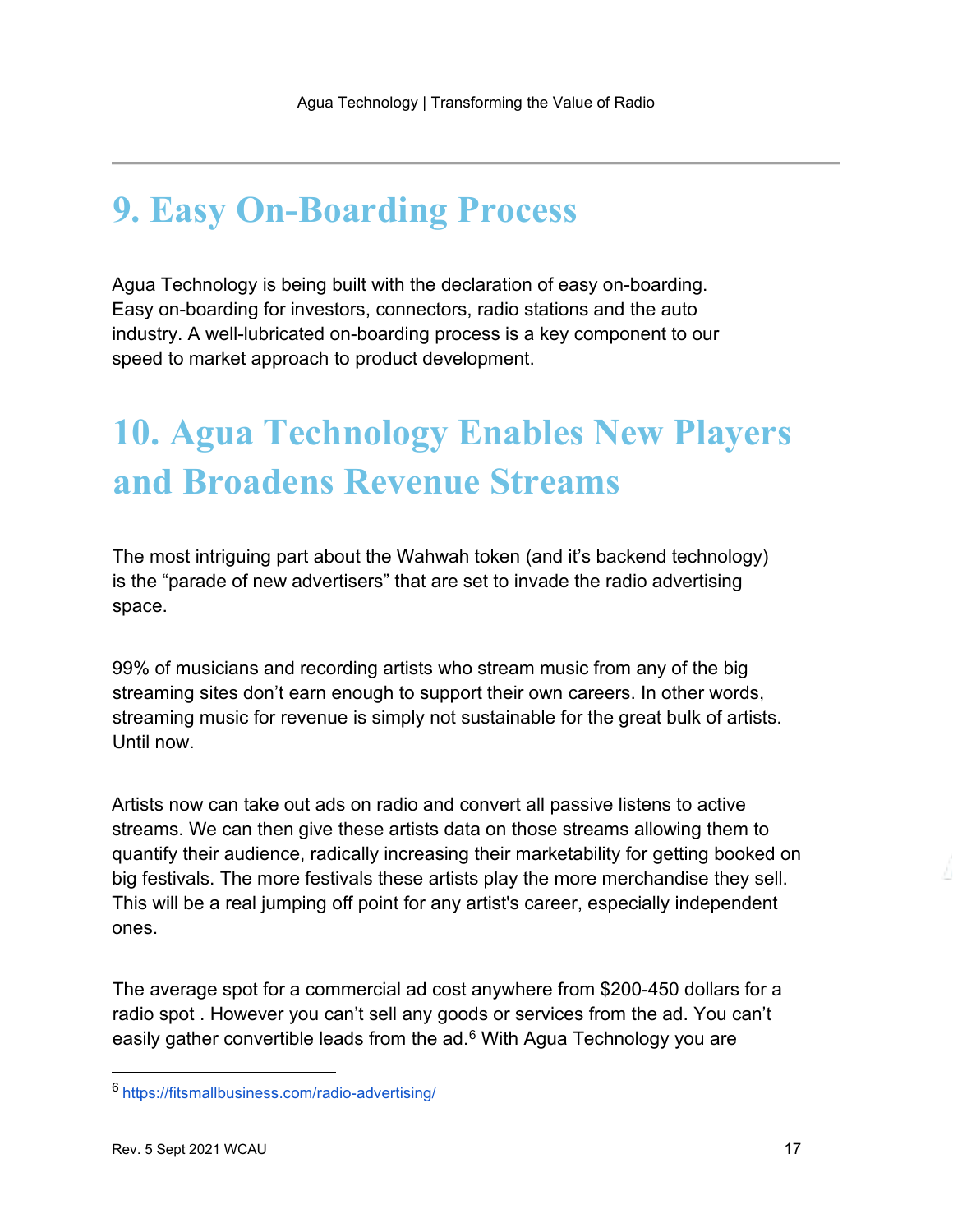# 9. Easy On-Boarding Process

Agua Technology is being built with the declaration of easy on-boarding. Easy on-boarding for investors, connectors, radio stations and the auto industry. A well-lubricated on-boarding process is a key component to our speed to market approach to product development.

# 10. Agua Technology Enables New Players and Broadens Revenue Streams

The most intriguing part about the Wahwah token (and it's backend technology) is the "parade of new advertisers" that are set to invade the radio advertising space.

99% of musicians and recording artists who stream music from any of the big streaming sites don't earn enough to support their own careers. In other words, streaming music for revenue is simply not sustainable for the great bulk of artists. Until now.

Artists now can take out ads on radio and convert all passive listens to active streams. We can then give these artists data on those streams allowing them to quantify their audience, radically increasing their marketability for getting booked on big festivals. The more festivals these artists play the more merchandise they sell. This will be a real jumping off point for any artist's career, especially independent ones.

The average spot for a commercial ad cost anywhere from $200-450 dollars for a radio spot . However you can't sell any goods or services from the ad. You can't easily gather convertible leads from the ad.[6] With Agua Technology you are

[6] https://fitsmallbusiness.com/radio-advertising/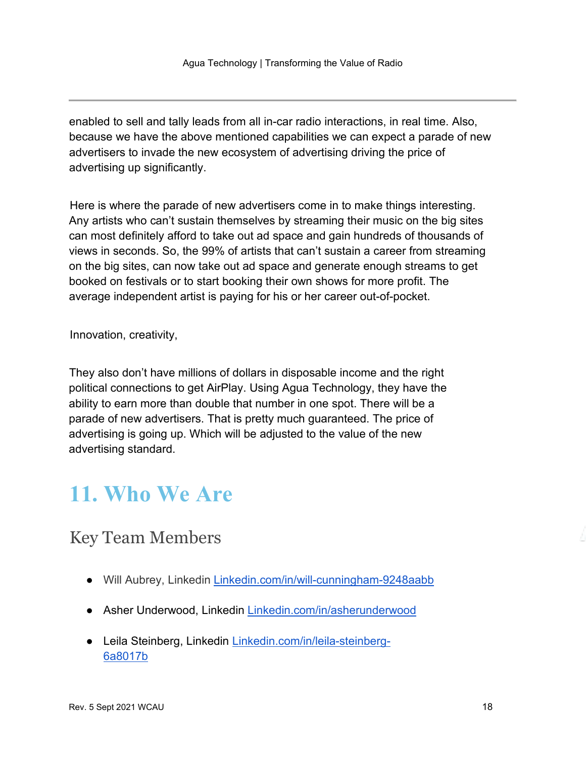enabled to sell and tally leads from all in-car radio interactions, in real time. Also, because we have the above mentioned capabilities we can expect a parade of new advertisers to invade the new ecosystem of advertising driving the price of advertising up significantly.

Here is where the parade of new advertisers come in to make things interesting. Any artists who can't sustain themselves by streaming their music on the big sites can most definitely afford to take out ad space and gain hundreds of thousands of views in seconds. So, the 99% of artists that can't sustain a career from streaming on the big sites, can now take out ad space and generate enough streams to get booked on festivals or to start booking their own shows for more profit. The average independent artist is paying for his or her career out-of-pocket.

Innovation, creativity,

They also don't have millions of dollars in disposable income and the right political connections to get AirPlay. Using Agua Technology, they have the ability to earn more than double that number in one spot. There will be a parade of new advertisers. That is pretty much guaranteed. The price of advertising is going up. Which will be adjusted to the value of the new advertising standard.

# 11. Who We Are

## Key Team Members

- Will Aubrey, Linkedin [Linkedin.com/in/will-cunningham-9248aabb](https://Linkedin.com/in/will-cunningham-9248aabb)
- Asher Underwood, Linkedin [Linkedin.com/in/asherunderwood](https://Linkedin.com/in/asherunderwood)
- Leila Steinberg, Linkedin [Linkedin.com/in/leila-steinberg-6a8017b](https://Linkedin.com/in/leila-steinberg-6a8017b)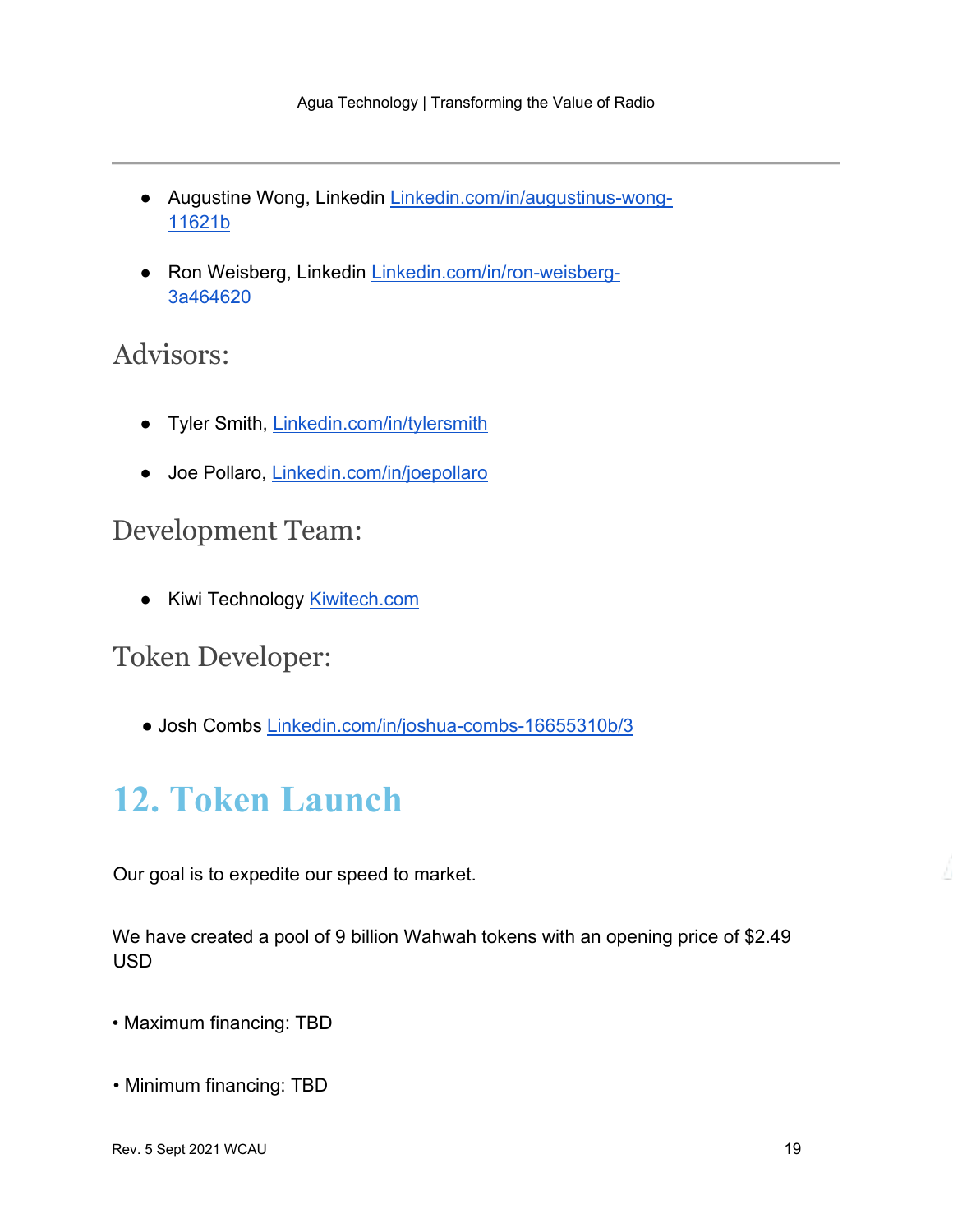- Augustine Wong, Linkedin Linkedin.com/in/augustinus-wong-11621b

- Ron Weisberg, Linkedin Linkedin.com/in/ron-weisberg-3a464620

## Advisors:

- Tyler Smith, Linkedin.com/in/tylersmith

- Joe Pollaro, Linkedin.com/in/joepollaro

## Development Team:

- Kiwi Technology Kiwitech.com

## Token Developer:

- Josh Combs Linkedin.com/in/joshua-combs-16655310b/3

# 12. Token Launch

Our goal is to expedite our speed to market.

We have created a pool of 9 billion Wahwah tokens with an opening price of $2.49 USD

• Maximum financing: TBD

• Minimum financing: TBD

Rev. 5 Sept 2021 WCAU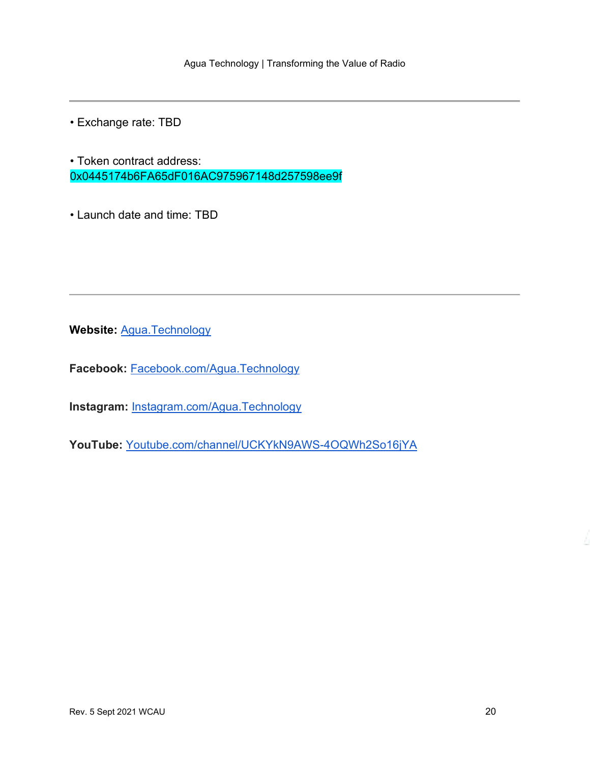- Exchange rate: TBD

- Token contract address:
0x0445174b6FA65dF016AC975967148d257598ee9f

- Launch date and time: TBD

---

**Website:** Agua.Technology

**Facebook:** Facebook.com/Agua.Technology

**Instagram:** Instagram.com/Agua.Technology

**YouTube:** Youtube.com/channel/UCKYkN9AWS-4OQWh2So16jYA

Rev. 5 Sept 2021 WCAU